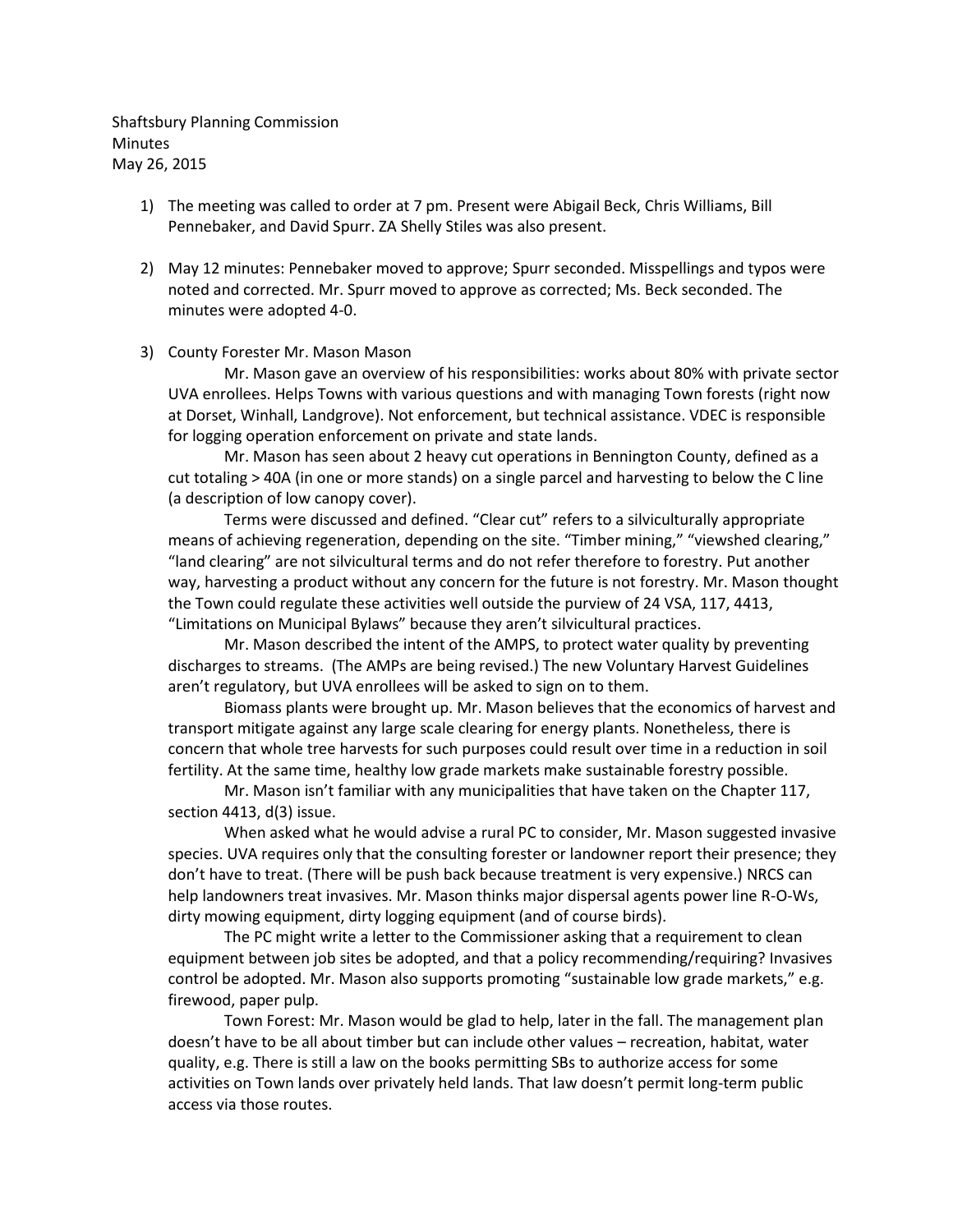Shaftsbury Planning Commission
Minutes
May 26, 2015

1) The meeting was called to order at 7 pm. Present were Abigail Beck, Chris Williams, Bill Pennebaker, and David Spurr. ZA Shelly Stiles was also present.

2) May 12 minutes: Pennebaker moved to approve; Spurr seconded. Misspellings and typos were noted and corrected. Mr. Spurr moved to approve as corrected; Ms. Beck seconded. The minutes were adopted 4-0.

3) County Forester Mr. Mason Mason

   Mr. Mason gave an overview of his responsibilities: works about 80% with private sector UVA enrollees. Helps Towns with various questions and with managing Town forests (right now at Dorset, Winhall, Landgrove). Not enforcement, but technical assistance. VDEC is responsible for logging operation enforcement on private and state lands.

   Mr. Mason has seen about 2 heavy cut operations in Bennington County, defined as a cut totaling > 40A (in one or more stands) on a single parcel and harvesting to below the C line (a description of low canopy cover).

   Terms were discussed and defined. "Clear cut" refers to a silviculturally appropriate means of achieving regeneration, depending on the site. "Timber mining," "viewshed clearing," "land clearing" are not silvicultural terms and do not refer therefore to forestry. Put another way, harvesting a product without any concern for the future is not forestry. Mr. Mason thought the Town could regulate these activities well outside the purview of 24 VSA, 117, 4413, "Limitations on Municipal Bylaws" because they aren't silvicultural practices.

   Mr. Mason described the intent of the AMPS, to protect water quality by preventing discharges to streams. (The AMPs are being revised.) The new Voluntary Harvest Guidelines aren't regulatory, but UVA enrollees will be asked to sign on to them.

   Biomass plants were brought up. Mr. Mason believes that the economics of harvest and transport mitigate against any large scale clearing for energy plants. Nonetheless, there is concern that whole tree harvests for such purposes could result over time in a reduction in soil fertility. At the same time, healthy low grade markets make sustainable forestry possible.

   Mr. Mason isn't familiar with any municipalities that have taken on the Chapter 117, section 4413, d(3) issue.

   When asked what he would advise a rural PC to consider, Mr. Mason suggested invasive species. UVA requires only that the consulting forester or landowner report their presence; they don't have to treat. (There will be push back because treatment is very expensive.) NRCS can help landowners treat invasives. Mr. Mason thinks major dispersal agents power line R-O-Ws, dirty mowing equipment, dirty logging equipment (and of course birds).

   The PC might write a letter to the Commissioner asking that a requirement to clean equipment between job sites be adopted, and that a policy recommending/requiring? Invasives control be adopted. Mr. Mason also supports promoting "sustainable low grade markets," e.g. firewood, paper pulp.

   Town Forest: Mr. Mason would be glad to help, later in the fall. The management plan doesn't have to be all about timber but can include other values – recreation, habitat, water quality, e.g. There is still a law on the books permitting SBs to authorize access for some activities on Town lands over privately held lands. That law doesn't permit long-term public access via those routes.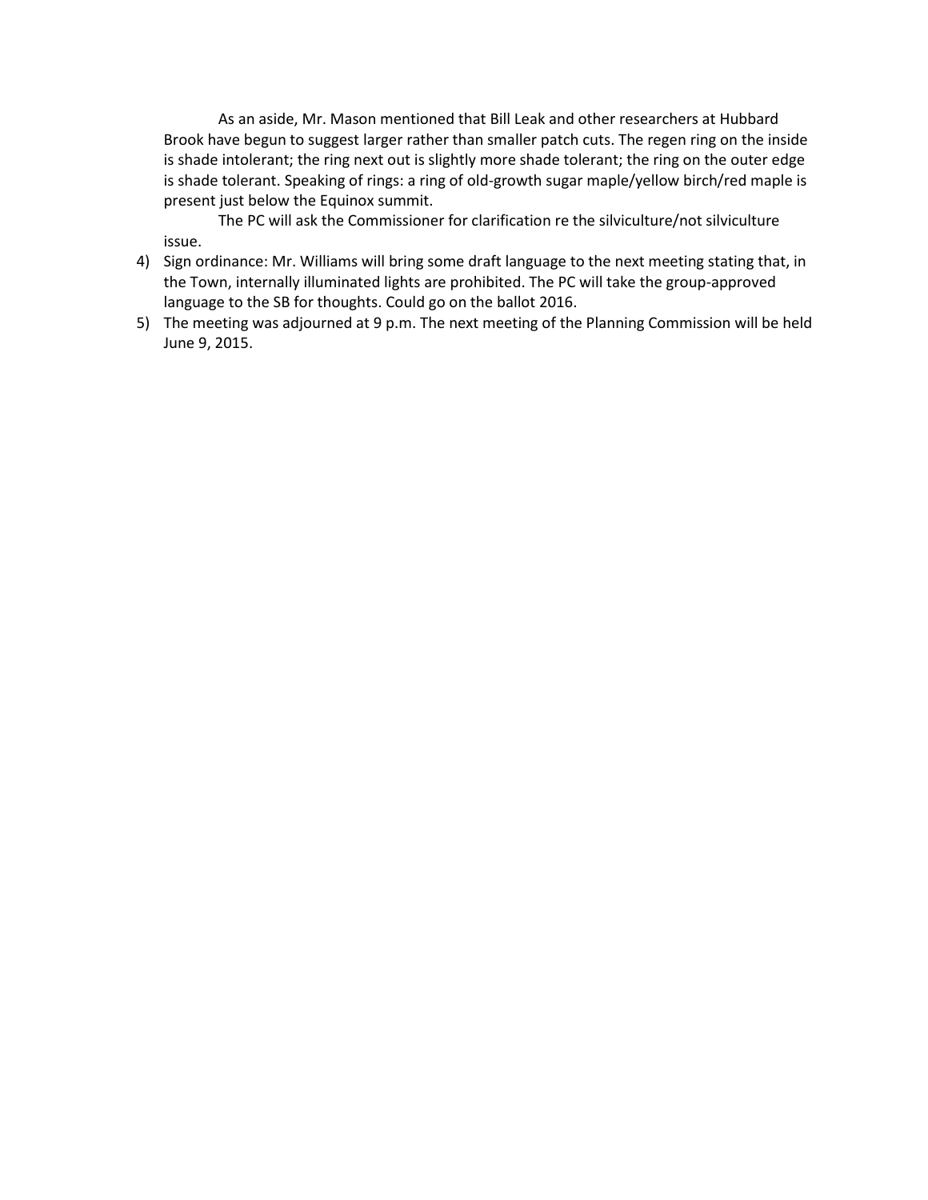As an aside, Mr. Mason mentioned that Bill Leak and other researchers at Hubbard Brook have begun to suggest larger rather than smaller patch cuts. The regen ring on the inside is shade intolerant; the ring next out is slightly more shade tolerant; the ring on the outer edge is shade tolerant. Speaking of rings: a ring of old-growth sugar maple/yellow birch/red maple is present just below the Equinox summit.

The PC will ask the Commissioner for clarification re the silviculture/not silviculture issue.

4) Sign ordinance: Mr. Williams will bring some draft language to the next meeting stating that, in the Town, internally illuminated lights are prohibited. The PC will take the group-approved language to the SB for thoughts. Could go on the ballot 2016.
5) The meeting was adjourned at 9 p.m. The next meeting of the Planning Commission will be held June 9, 2015.